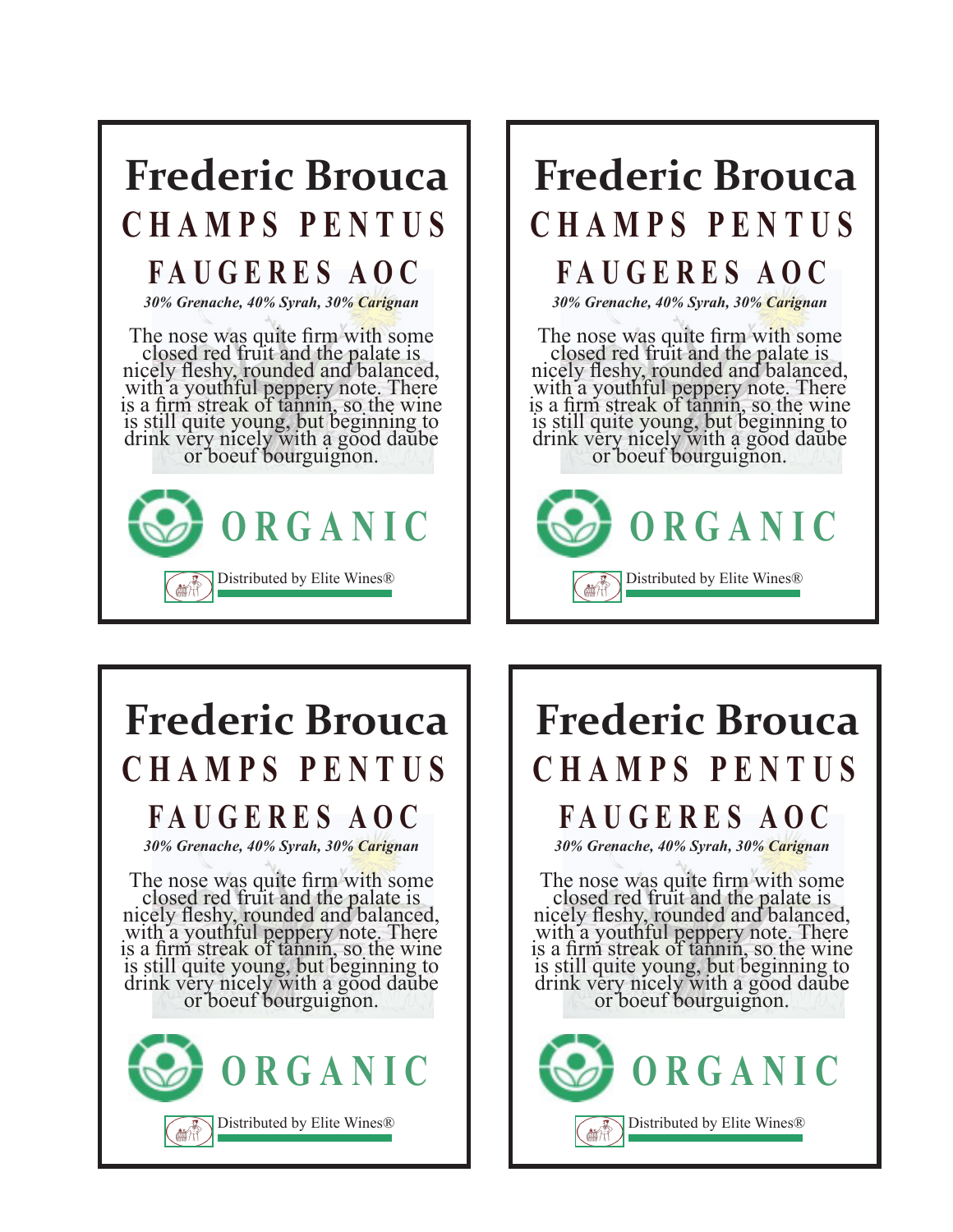# Frederic Brouca

## CHAMPS PENTUS

## FAUGERES AOC

***30% Grenache, 40% Syrah, 30% Carignan***

The nose was quite firm with some closed red fruit and the palate is nicely fleshy, rounded and balanced, with a youthful peppery note. There is a firm streak of tannin, so the wine is still quite young, but beginning to drink very nicely with a good daube or boeuf bourguignon.

**ORGANIC**

Distributed by Elite Wines®

# Frederic Brouca

## CHAMPS PENTUS

## FAUGERES AOC

***30% Grenache, 40% Syrah, 30% Carignan***

The nose was quite firm with some closed red fruit and the palate is nicely fleshy, rounded and balanced, with a youthful peppery note. There is a firm streak of tannin, so the wine is still quite young, but beginning to drink very nicely with a good daube or boeuf bourguignon.

**ORGANIC**

Distributed by Elite Wines®

# Frederic Brouca

## CHAMPS PENTUS

## FAUGERES AOC

***30% Grenache, 40% Syrah, 30% Carignan***

The nose was quite firm with some closed red fruit and the palate is nicely fleshy, rounded and balanced, with a youthful peppery note. There is a firm streak of tannin, so the wine is still quite young, but beginning to drink very nicely with a good daube or boeuf bourguignon.

**ORGANIC**

Distributed by Elite Wines®

# Frederic Brouca

## CHAMPS PENTUS

## FAUGERES AOC

***30% Grenache, 40% Syrah, 30% Carignan***

The nose was quite firm with some closed red fruit and the palate is nicely fleshy, rounded and balanced, with a youthful peppery note. There is a firm streak of tannin, so the wine is still quite young, but beginning to drink very nicely with a good daube or boeuf bourguignon.

**ORGANIC**

Distributed by Elite Wines®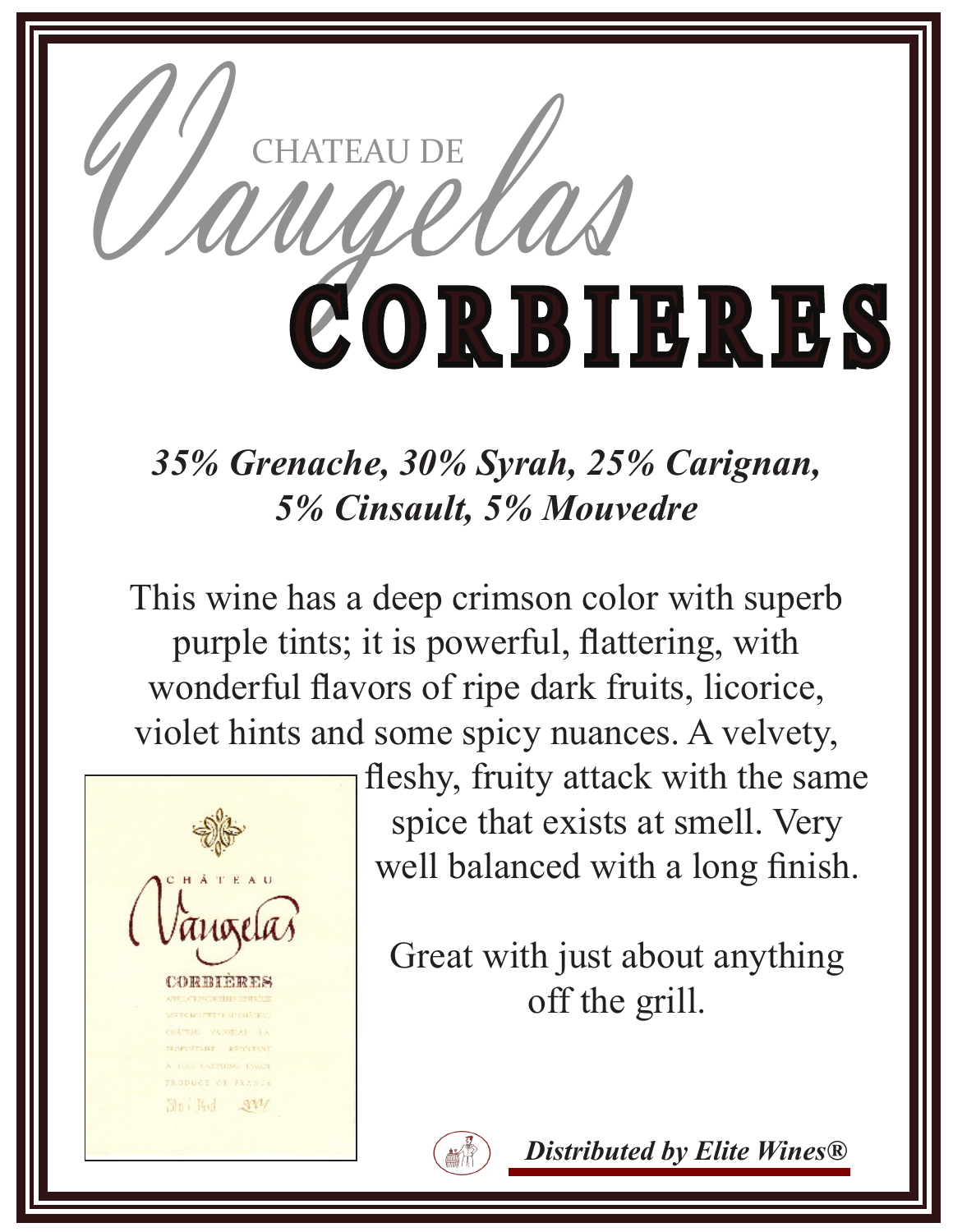# CHATEAU DE Vaugelas CORBIERES

***35% Grenache, 30% Syrah, 25% Carignan, 5% Cinsault, 5% Mouvedre***

This wine has a deep crimson color with superb purple tints; it is powerful, flattering, with wonderful flavors of ripe dark fruits, licorice, violet hints and some spicy nuances. A velvety, fleshy, fruity attack with the same spice that exists at smell. Very well balanced with a long finish.

Great with just about anything off the grill.

***Distributed by Elite Wines®***